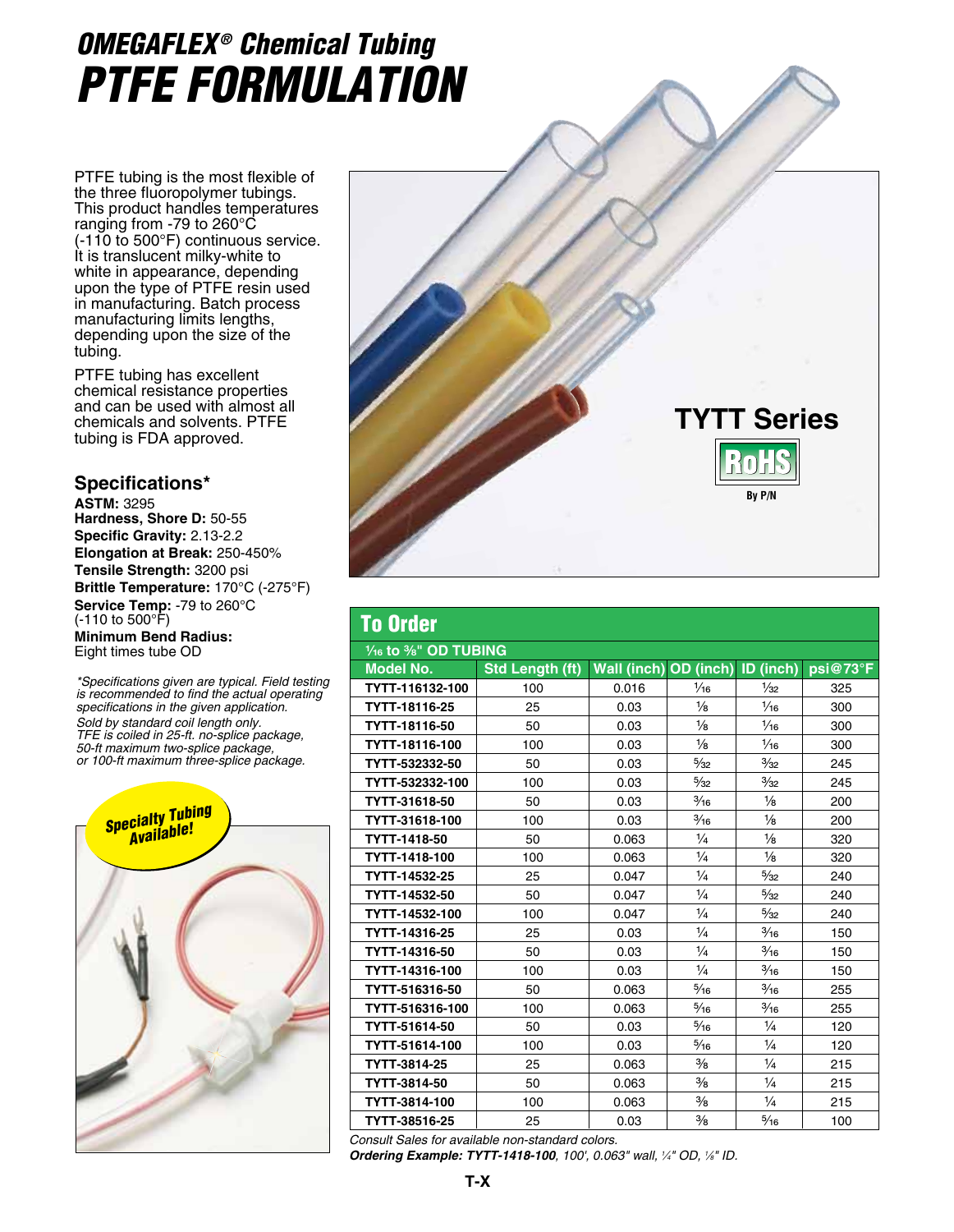# OMEGAFLEX® Chemical Tubing
# PTFE FORMULATION

PTFE tubing is the most flexible of the three fluoropolymer tubings. This product handles temperatures ranging from -79 to 260°C (-110 to 500°F) continuous service. It is translucent milky-white to white in appearance, depending upon the type of PTFE resin used in manufacturing. Batch process manufacturing limits lengths, depending upon the size of the tubing.

PTFE tubing has excellent chemical resistance properties and can be used with almost all chemicals and solvents. PTFE tubing is FDA approved.

## Specifications*

**ASTM:** 3295
**Hardness, Shore D:** 50-55
**Specific Gravity:** 2.13-2.2
**Elongation at Break:** 250-450%
**Tensile Strength:** 3200 psi
**Brittle Temperature:** 170°C (-275°F)
**Service Temp:** -79 to 260°C (-110 to 500°F)
**Minimum Bend Radius:** Eight times tube OD

*\*Specifications given are typical. Field testing is recommended to find the actual operating specifications in the given application.*
*Sold by standard coil length only.*
*TFE is coiled in 25-ft. no-splice package, 50-ft maximum two-splice package, or 100-ft maximum three-splice package.*

Specialty Tubing Available!

## TYTT Series

RoHS By P/N

## To Order

**1⁄16 to 3⁄8" OD TUBING**

| Model No. | Std Length (ft) | Wall (inch) | OD (inch) | ID (inch) | psi@73°F |
|---|---|---|---|---|---|
| TYTT-116132-100 | 100 | 0.016 | 1⁄16 | 1⁄32 | 325 |
| TYTT-18116-25 | 25 | 0.03 | 1⁄8 | 1⁄16 | 300 |
| TYTT-18116-50 | 50 | 0.03 | 1⁄8 | 1⁄16 | 300 |
| TYTT-18116-100 | 100 | 0.03 | 1⁄8 | 1⁄16 | 300 |
| TYTT-532332-50 | 50 | 0.03 | 5⁄32 | 3⁄32 | 245 |
| TYTT-532332-100 | 100 | 0.03 | 5⁄32 | 3⁄32 | 245 |
| TYTT-31618-50 | 50 | 0.03 | 3⁄16 | 1⁄8 | 200 |
| TYTT-31618-100 | 100 | 0.03 | 3⁄16 | 1⁄8 | 200 |
| TYTT-1418-50 | 50 | 0.063 | 1⁄4 | 1⁄8 | 320 |
| TYTT-1418-100 | 100 | 0.063 | 1⁄4 | 1⁄8 | 320 |
| TYTT-14532-25 | 25 | 0.047 | 1⁄4 | 5⁄32 | 240 |
| TYTT-14532-50 | 50 | 0.047 | 1⁄4 | 5⁄32 | 240 |
| TYTT-14532-100 | 100 | 0.047 | 1⁄4 | 5⁄32 | 240 |
| TYTT-14316-25 | 25 | 0.03 | 1⁄4 | 3⁄16 | 150 |
| TYTT-14316-50 | 50 | 0.03 | 1⁄4 | 3⁄16 | 150 |
| TYTT-14316-100 | 100 | 0.03 | 1⁄4 | 3⁄16 | 150 |
| TYTT-516316-50 | 50 | 0.063 | 5⁄16 | 3⁄16 | 255 |
| TYTT-516316-100 | 100 | 0.063 | 5⁄16 | 3⁄16 | 255 |
| TYTT-51614-50 | 50 | 0.03 | 5⁄16 | 1⁄4 | 120 |
| TYTT-51614-100 | 100 | 0.03 | 5⁄16 | 1⁄4 | 120 |
| TYTT-3814-25 | 25 | 0.063 | 3⁄8 | 1⁄4 | 215 |
| TYTT-3814-50 | 50 | 0.063 | 3⁄8 | 1⁄4 | 215 |
| TYTT-3814-100 | 100 | 0.063 | 3⁄8 | 1⁄4 | 215 |
| TYTT-38516-25 | 25 | 0.03 | 3⁄8 | 5⁄16 | 100 |

*Consult Sales for available non-standard colors.*
***Ordering Example: TYTT-1418-100**, 100', 0.063" wall, 1⁄4" OD, 1⁄8" ID.*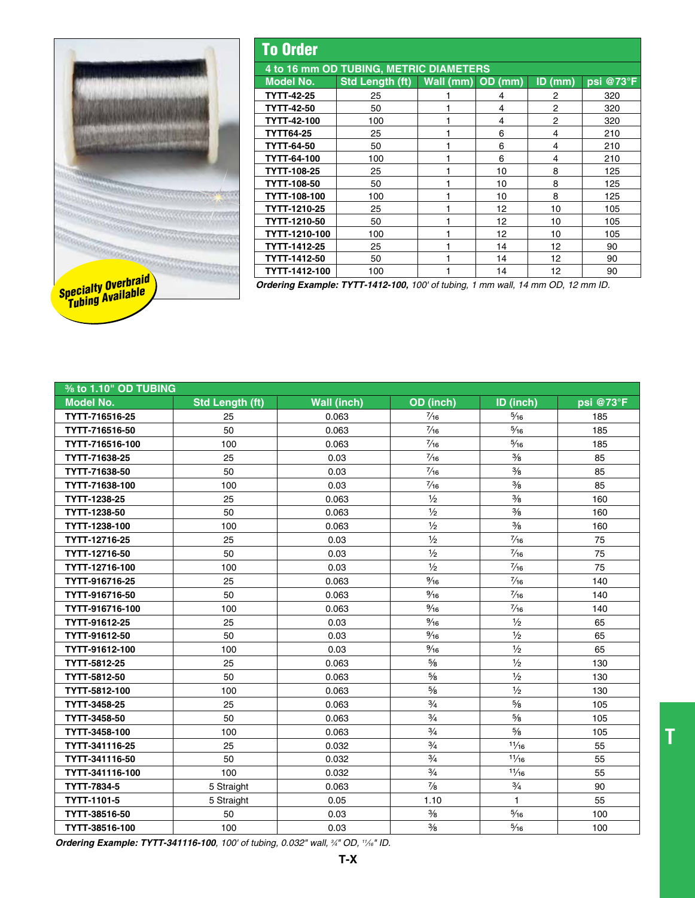Specialty Overbraid Tubing Available

## To Order

| 4 to 16 mm OD TUBING, METRIC DIAMETERS | | | | | |
|---|---|---|---|---|---|
| **Model No.** | **Std Length (ft)** | **Wall (mm)** | **OD (mm)** | **ID (mm)** | **psi @73°F** |
| **TYTT-42-25** | 25 | 1 | 4 | 2 | 320 |
| **TYTT-42-50** | 50 | 1 | 4 | 2 | 320 |
| **TYTT-42-100** | 100 | 1 | 4 | 2 | 320 |
| **TYTT64-25** | 25 | 1 | 6 | 4 | 210 |
| **TYTT-64-50** | 50 | 1 | 6 | 4 | 210 |
| **TYTT-64-100** | 100 | 1 | 6 | 4 | 210 |
| **TYTT-108-25** | 25 | 1 | 10 | 8 | 125 |
| **TYTT-108-50** | 50 | 1 | 10 | 8 | 125 |
| **TYTT-108-100** | 100 | 1 | 10 | 8 | 125 |
| **TYTT-1210-25** | 25 | 1 | 12 | 10 | 105 |
| **TYTT-1210-50** | 50 | 1 | 12 | 10 | 105 |
| **TYTT-1210-100** | 100 | 1 | 12 | 10 | 105 |
| **TYTT-1412-25** | 25 | 1 | 14 | 12 | 90 |
| **TYTT-1412-50** | 50 | 1 | 14 | 12 | 90 |
| **TYTT-1412-100** | 100 | 1 | 14 | 12 | 90 |

***Ordering Example: TYTT-1412-100**, 100' of tubing, 1 mm wall, 14 mm OD, 12 mm ID.*

| ⅜ to 1.10" OD TUBING | | | | | |
|---|---|---|---|---|---|
| **Model No.** | **Std Length (ft)** | **Wall (inch)** | **OD (inch)** | **ID (inch)** | **psi @73°F** |
| **TYTT-716516-25** | 25 | 0.063 | 7⁄16 | 5⁄16 | 185 |
| **TYTT-716516-50** | 50 | 0.063 | 7⁄16 | 5⁄16 | 185 |
| **TYTT-716516-100** | 100 | 0.063 | 7⁄16 | 5⁄16 | 185 |
| **TYTT-71638-25** | 25 | 0.03 | 7⁄16 | ⅜ | 85 |
| **TYTT-71638-50** | 50 | 0.03 | 7⁄16 | ⅜ | 85 |
| **TYTT-71638-100** | 100 | 0.03 | 7⁄16 | ⅜ | 85 |
| **TYTT-1238-25** | 25 | 0.063 | ½ | ⅜ | 160 |
| **TYTT-1238-50** | 50 | 0.063 | ½ | ⅜ | 160 |
| **TYTT-1238-100** | 100 | 0.063 | ½ | ⅜ | 160 |
| **TYTT-12716-25** | 25 | 0.03 | ½ | 7⁄16 | 75 |
| **TYTT-12716-50** | 50 | 0.03 | ½ | 7⁄16 | 75 |
| **TYTT-12716-100** | 100 | 0.03 | ½ | 7⁄16 | 75 |
| **TYTT-916716-25** | 25 | 0.063 | 9⁄16 | 7⁄16 | 140 |
| **TYTT-916716-50** | 50 | 0.063 | 9⁄16 | 7⁄16 | 140 |
| **TYTT-916716-100** | 100 | 0.063 | 9⁄16 | 7⁄16 | 140 |
| **TYTT-91612-25** | 25 | 0.03 | 9⁄16 | ½ | 65 |
| **TYTT-91612-50** | 50 | 0.03 | 9⁄16 | ½ | 65 |
| **TYTT-91612-100** | 100 | 0.03 | 9⁄16 | ½ | 65 |
| **TYTT-5812-25** | 25 | 0.063 | ⅝ | ½ | 130 |
| **TYTT-5812-50** | 50 | 0.063 | ⅝ | ½ | 130 |
| **TYTT-5812-100** | 100 | 0.063 | ⅝ | ½ | 130 |
| **TYTT-3458-25** | 25 | 0.063 | ¾ | ⅝ | 105 |
| **TYTT-3458-50** | 50 | 0.063 | ¾ | ⅝ | 105 |
| **TYTT-3458-100** | 100 | 0.063 | ¾ | ⅝ | 105 |
| **TYTT-341116-25** | 25 | 0.032 | ¾ | 11⁄16 | 55 |
| **TYTT-341116-50** | 50 | 0.032 | ¾ | 11⁄16 | 55 |
| **TYTT-341116-100** | 100 | 0.032 | ¾ | 11⁄16 | 55 |
| **TYTT-7834-5** | 5 Straight | 0.063 | ⅞ | ¾ | 90 |
| **TYTT-1101-5** | 5 Straight | 0.05 | 1.10 | 1 | 55 |
| **TYTT-38516-50** | 50 | 0.03 | ⅜ | 5⁄16 | 100 |
| **TYTT-38516-100** | 100 | 0.03 | ⅜ | 5⁄16 | 100 |

***Ordering Example: TYTT-341116-100**, 100' of tubing, 0.032" wall, ¾" OD, 11⁄16" ID.*